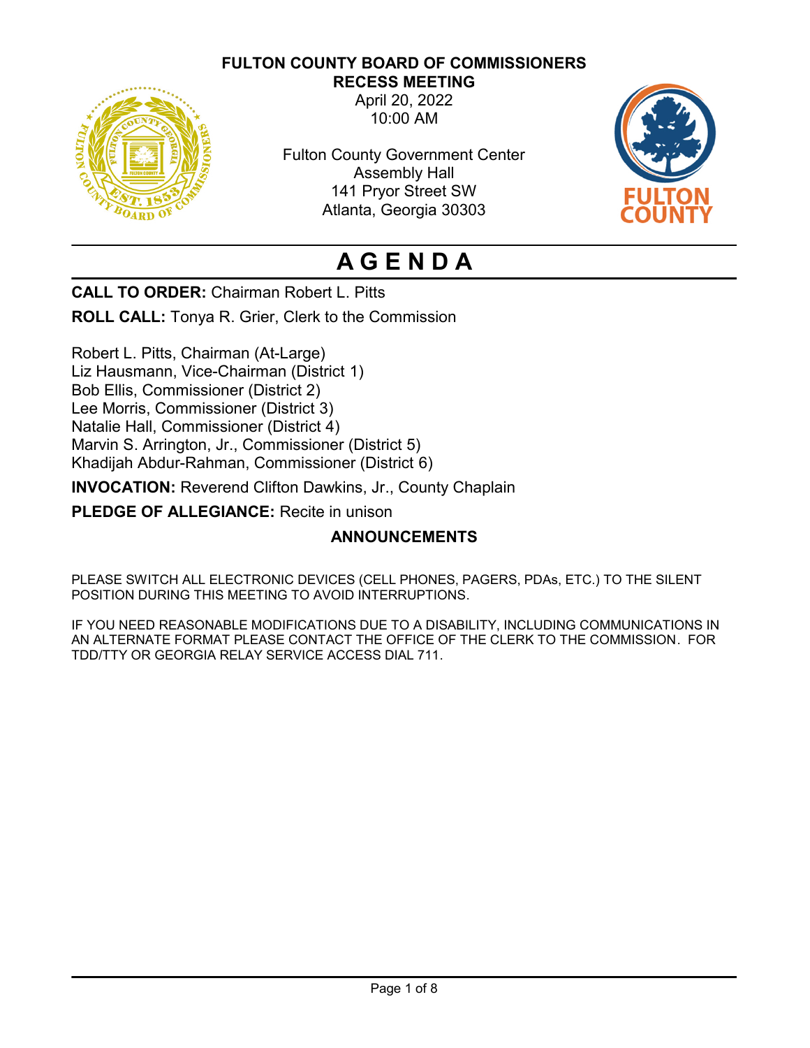**FULTON COUNTY BOARD OF COMMISSIONERS**
**RECESS MEETING**
April 20, 2022
10:00 AM

Fulton County Government Center
Assembly Hall
141 Pryor Street SW
Atlanta, Georgia 30303

# AGENDA

**CALL TO ORDER:** Chairman Robert L. Pitts

**ROLL CALL:** Tonya R. Grier, Clerk to the Commission

Robert L. Pitts, Chairman (At-Large)
Liz Hausmann, Vice-Chairman (District 1)
Bob Ellis, Commissioner (District 2)
Lee Morris, Commissioner (District 3)
Natalie Hall, Commissioner (District 4)
Marvin S. Arrington, Jr., Commissioner (District 5)
Khadijah Abdur-Rahman, Commissioner (District 6)

**INVOCATION:** Reverend Clifton Dawkins, Jr., County Chaplain

**PLEDGE OF ALLEGIANCE:** Recite in unison

## ANNOUNCEMENTS

PLEASE SWITCH ALL ELECTRONIC DEVICES (CELL PHONES, PAGERS, PDAs, ETC.) TO THE SILENT POSITION DURING THIS MEETING TO AVOID INTERRUPTIONS.

IF YOU NEED REASONABLE MODIFICATIONS DUE TO A DISABILITY, INCLUDING COMMUNICATIONS IN AN ALTERNATE FORMAT PLEASE CONTACT THE OFFICE OF THE CLERK TO THE COMMISSION. FOR TDD/TTY OR GEORGIA RELAY SERVICE ACCESS DIAL 711.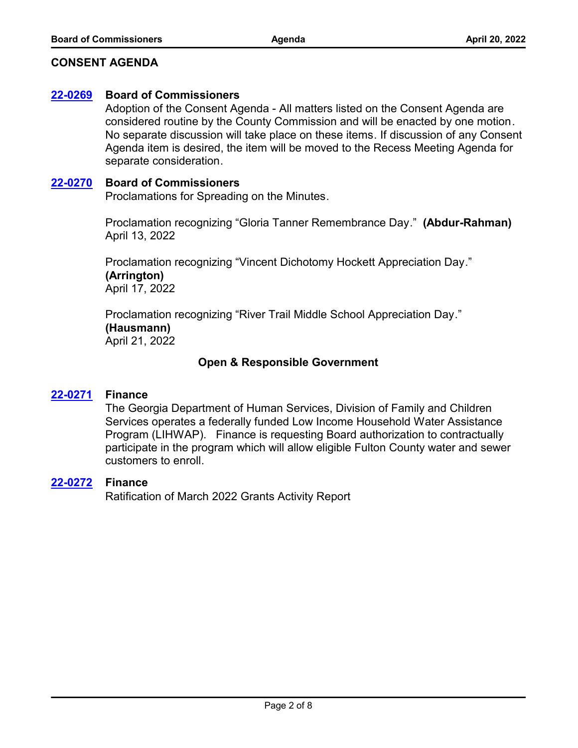## CONSENT AGENDA

**22-0269** **Board of Commissioners**

Adoption of the Consent Agenda - All matters listed on the Consent Agenda are considered routine by the County Commission and will be enacted by one motion. No separate discussion will take place on these items. If discussion of any Consent Agenda item is desired, the item will be moved to the Recess Meeting Agenda for separate consideration.

**22-0270** **Board of Commissioners**

Proclamations for Spreading on the Minutes.

Proclamation recognizing “Gloria Tanner Remembrance Day.” **(Abdur-Rahman)**
April 13, 2022

Proclamation recognizing “Vincent Dichotomy Hockett Appreciation Day.” **(Arrington)**
April 17, 2022

Proclamation recognizing “River Trail Middle School Appreciation Day.” **(Hausmann)**
April 21, 2022

### Open & Responsible Government

**22-0271** **Finance**

The Georgia Department of Human Services, Division of Family and Children Services operates a federally funded Low Income Household Water Assistance Program (LIHWAP). Finance is requesting Board authorization to contractually participate in the program which will allow eligible Fulton County water and sewer customers to enroll.

**22-0272** **Finance**

Ratification of March 2022 Grants Activity Report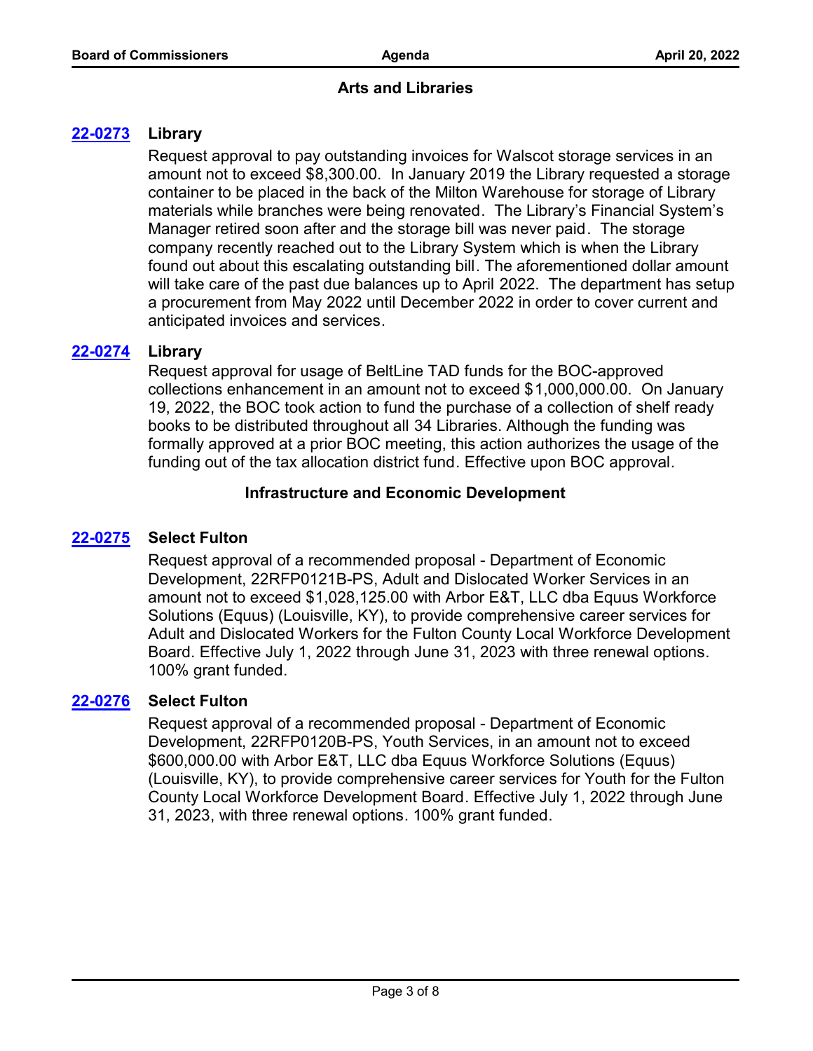## Arts and Libraries

**22-0273 Library**

Request approval to pay outstanding invoices for Walscot storage services in an amount not to exceed $8,300.00. In January 2019 the Library requested a storage container to be placed in the back of the Milton Warehouse for storage of Library materials while branches were being renovated. The Library's Financial System's Manager retired soon after and the storage bill was never paid. The storage company recently reached out to the Library System which is when the Library found out about this escalating outstanding bill. The aforementioned dollar amount will take care of the past due balances up to April 2022. The department has setup a procurement from May 2022 until December 2022 in order to cover current and anticipated invoices and services.

**22-0274 Library**

Request approval for usage of BeltLine TAD funds for the BOC-approved collections enhancement in an amount not to exceed $1,000,000.00. On January 19, 2022, the BOC took action to fund the purchase of a collection of shelf ready books to be distributed throughout all 34 Libraries. Although the funding was formally approved at a prior BOC meeting, this action authorizes the usage of the funding out of the tax allocation district fund. Effective upon BOC approval.

## Infrastructure and Economic Development

**22-0275 Select Fulton**

Request approval of a recommended proposal - Department of Economic Development, 22RFP0121B-PS, Adult and Dislocated Worker Services in an amount not to exceed $1,028,125.00 with Arbor E&T, LLC dba Equus Workforce Solutions (Equus) (Louisville, KY), to provide comprehensive career services for Adult and Dislocated Workers for the Fulton County Local Workforce Development Board. Effective July 1, 2022 through June 31, 2023 with three renewal options. 100% grant funded.

**22-0276 Select Fulton**

Request approval of a recommended proposal - Department of Economic Development, 22RFP0120B-PS, Youth Services, in an amount not to exceed $600,000.00 with Arbor E&T, LLC dba Equus Workforce Solutions (Equus) (Louisville, KY), to provide comprehensive career services for Youth for the Fulton County Local Workforce Development Board. Effective July 1, 2022 through June 31, 2023, with three renewal options. 100% grant funded.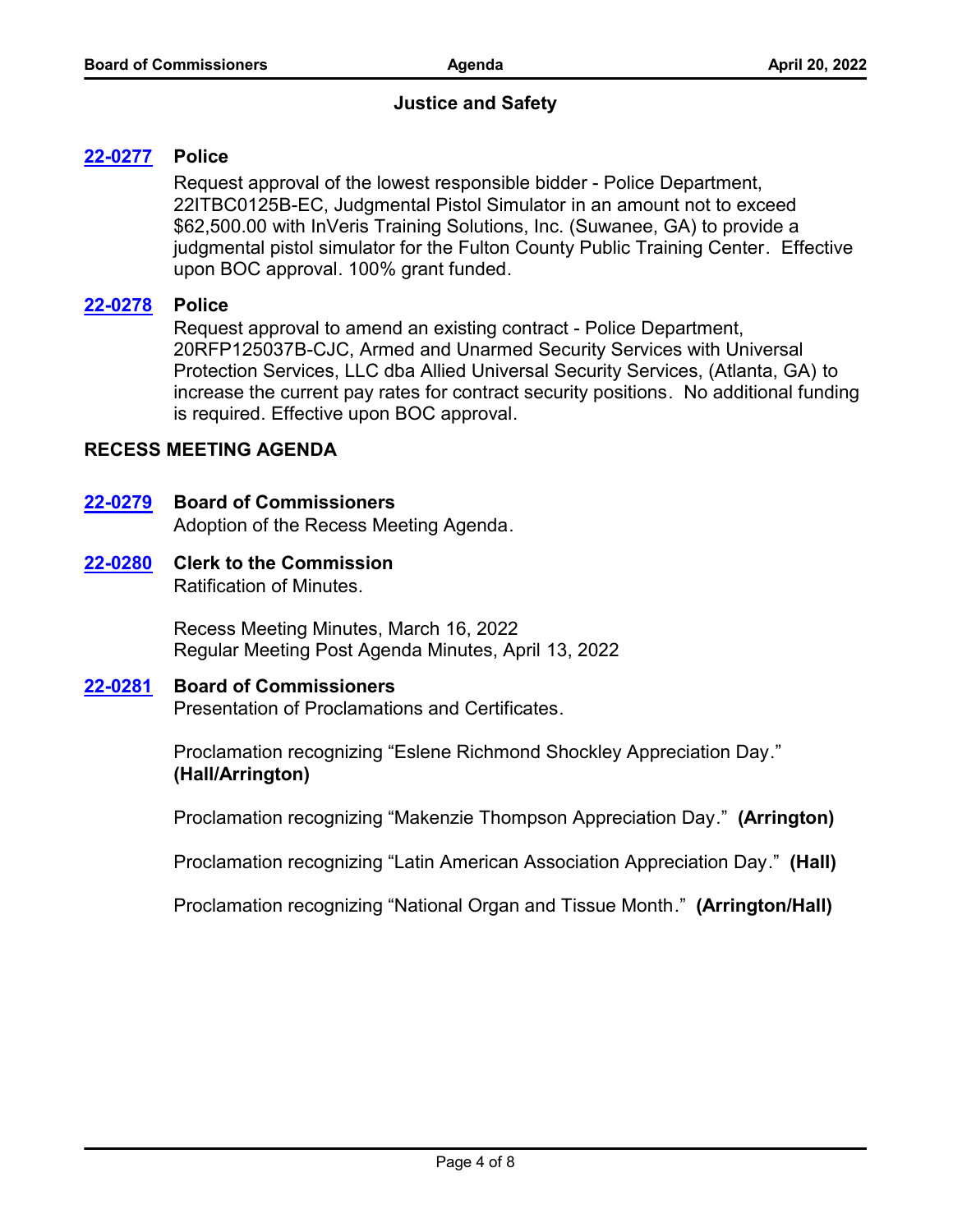## Justice and Safety

**22-0277** **Police**

Request approval of the lowest responsible bidder - Police Department, 22ITBC0125B-EC, Judgmental Pistol Simulator in an amount not to exceed $62,500.00 with InVeris Training Solutions, Inc. (Suwanee, GA) to provide a judgmental pistol simulator for the Fulton County Public Training Center. Effective upon BOC approval. 100% grant funded.

**22-0278** **Police**

Request approval to amend an existing contract - Police Department, 20RFP125037B-CJC, Armed and Unarmed Security Services with Universal Protection Services, LLC dba Allied Universal Security Services, (Atlanta, GA) to increase the current pay rates for contract security positions. No additional funding is required. Effective upon BOC approval.

## RECESS MEETING AGENDA

**22-0279** **Board of Commissioners**

Adoption of the Recess Meeting Agenda.

**22-0280** **Clerk to the Commission**

Ratification of Minutes.

Recess Meeting Minutes, March 16, 2022
Regular Meeting Post Agenda Minutes, April 13, 2022

**22-0281** **Board of Commissioners**

Presentation of Proclamations and Certificates.

Proclamation recognizing "Eslene Richmond Shockley Appreciation Day." **(Hall/Arrington)**

Proclamation recognizing "Makenzie Thompson Appreciation Day." **(Arrington)**

Proclamation recognizing "Latin American Association Appreciation Day." **(Hall)**

Proclamation recognizing "National Organ and Tissue Month." **(Arrington/Hall)**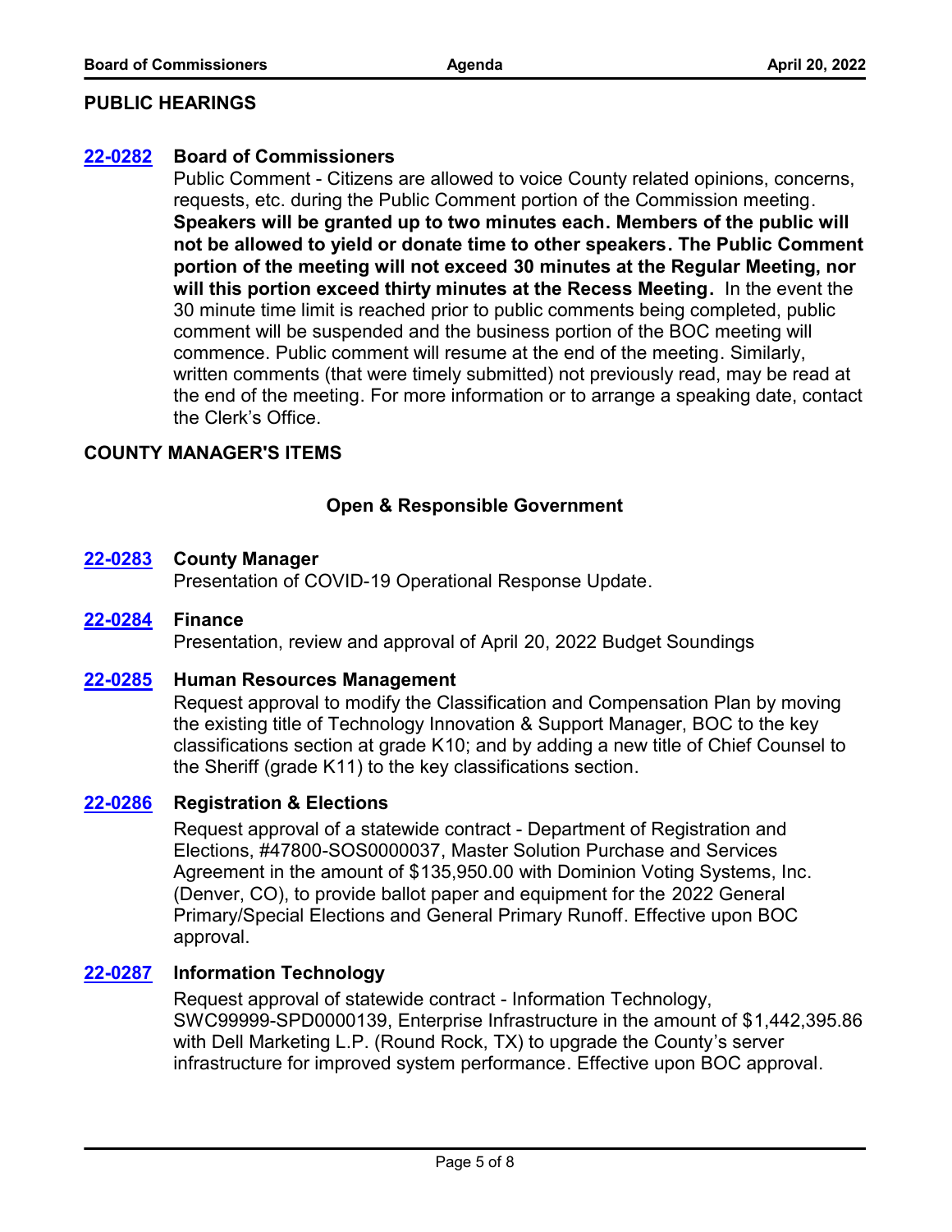## PUBLIC HEARINGS

**22-0282** **Board of Commissioners**

Public Comment - Citizens are allowed to voice County related opinions, concerns, requests, etc. during the Public Comment portion of the Commission meeting. **Speakers will be granted up to two minutes each. Members of the public will not be allowed to yield or donate time to other speakers. The Public Comment portion of the meeting will not exceed 30 minutes at the Regular Meeting, nor will this portion exceed thirty minutes at the Recess Meeting.** In the event the 30 minute time limit is reached prior to public comments being completed, public comment will be suspended and the business portion of the BOC meeting will commence. Public comment will resume at the end of the meeting. Similarly, written comments (that were timely submitted) not previously read, may be read at the end of the meeting. For more information or to arrange a speaking date, contact the Clerk's Office.

## COUNTY MANAGER'S ITEMS

### Open & Responsible Government

**22-0283** **County Manager**

Presentation of COVID-19 Operational Response Update.

**22-0284** **Finance**

Presentation, review and approval of April 20, 2022 Budget Soundings

**22-0285** **Human Resources Management**

Request approval to modify the Classification and Compensation Plan by moving the existing title of Technology Innovation & Support Manager, BOC to the key classifications section at grade K10; and by adding a new title of Chief Counsel to the Sheriff (grade K11) to the key classifications section.

**22-0286** **Registration & Elections**

Request approval of a statewide contract - Department of Registration and Elections, #47800-SOS0000037, Master Solution Purchase and Services Agreement in the amount of $135,950.00 with Dominion Voting Systems, Inc. (Denver, CO), to provide ballot paper and equipment for the 2022 General Primary/Special Elections and General Primary Runoff. Effective upon BOC approval.

**22-0287** **Information Technology**

Request approval of statewide contract - Information Technology, SWC99999-SPD0000139, Enterprise Infrastructure in the amount of $1,442,395.86 with Dell Marketing L.P. (Round Rock, TX) to upgrade the County's server infrastructure for improved system performance. Effective upon BOC approval.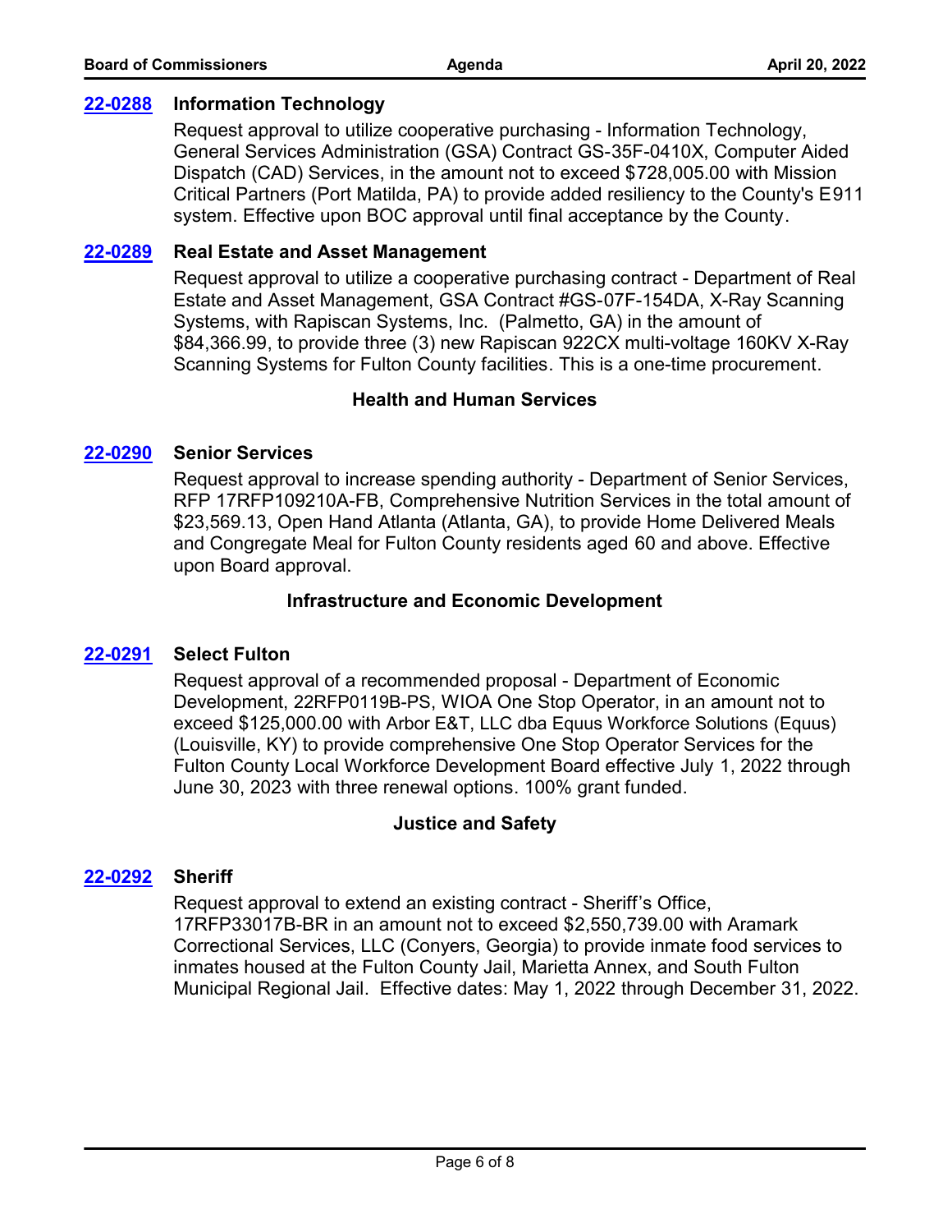**22-0288** **Information Technology**

Request approval to utilize cooperative purchasing - Information Technology, General Services Administration (GSA) Contract GS-35F-0410X, Computer Aided Dispatch (CAD) Services, in the amount not to exceed $728,005.00 with Mission Critical Partners (Port Matilda, PA) to provide added resiliency to the County's E911 system. Effective upon BOC approval until final acceptance by the County.

**22-0289** **Real Estate and Asset Management**

Request approval to utilize a cooperative purchasing contract - Department of Real Estate and Asset Management, GSA Contract #GS-07F-154DA, X-Ray Scanning Systems, with Rapiscan Systems, Inc. (Palmetto, GA) in the amount of $84,366.99, to provide three (3) new Rapiscan 922CX multi-voltage 160KV X-Ray Scanning Systems for Fulton County facilities. This is a one-time procurement.

## Health and Human Services

**22-0290** **Senior Services**

Request approval to increase spending authority - Department of Senior Services, RFP 17RFP109210A-FB, Comprehensive Nutrition Services in the total amount of $23,569.13, Open Hand Atlanta (Atlanta, GA), to provide Home Delivered Meals and Congregate Meal for Fulton County residents aged 60 and above. Effective upon Board approval.

## Infrastructure and Economic Development

**22-0291** **Select Fulton**

Request approval of a recommended proposal - Department of Economic Development, 22RFP0119B-PS, WIOA One Stop Operator, in an amount not to exceed $125,000.00 with Arbor E&T, LLC dba Equus Workforce Solutions (Equus) (Louisville, KY) to provide comprehensive One Stop Operator Services for the Fulton County Local Workforce Development Board effective July 1, 2022 through June 30, 2023 with three renewal options. 100% grant funded.

## Justice and Safety

**22-0292** **Sheriff**

Request approval to extend an existing contract - Sheriff's Office, 17RFP33017B-BR in an amount not to exceed $2,550,739.00 with Aramark Correctional Services, LLC (Conyers, Georgia) to provide inmate food services to inmates housed at the Fulton County Jail, Marietta Annex, and South Fulton Municipal Regional Jail. Effective dates: May 1, 2022 through December 31, 2022.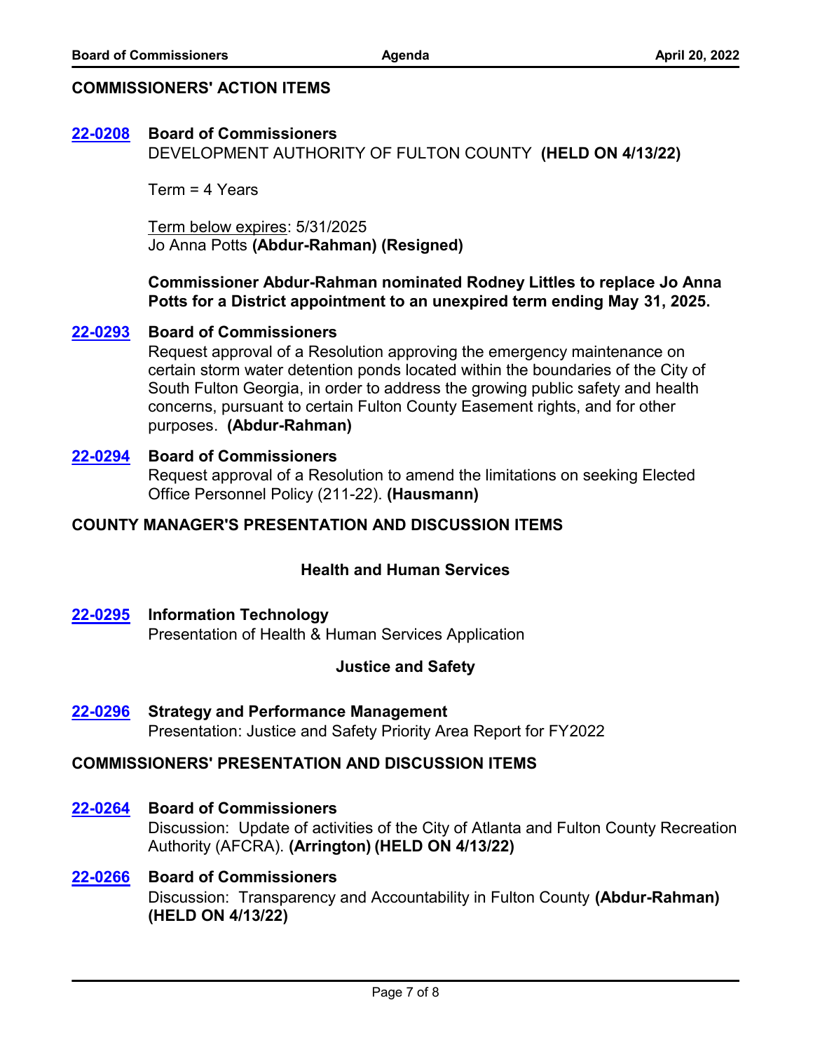## COMMISSIONERS' ACTION ITEMS

**22-0208** **Board of Commissioners**
DEVELOPMENT AUTHORITY OF FULTON COUNTY **(HELD ON 4/13/22)**

Term = 4 Years

Term below expires: 5/31/2025
Jo Anna Potts **(Abdur-Rahman) (Resigned)**

**Commissioner Abdur-Rahman nominated Rodney Littles to replace Jo Anna Potts for a District appointment to an unexpired term ending May 31, 2025.**

**22-0293** **Board of Commissioners**
Request approval of a Resolution approving the emergency maintenance on certain storm water detention ponds located within the boundaries of the City of South Fulton Georgia, in order to address the growing public safety and health concerns, pursuant to certain Fulton County Easement rights, and for other purposes. **(Abdur-Rahman)**

**22-0294** **Board of Commissioners**
Request approval of a Resolution to amend the limitations on seeking Elected Office Personnel Policy (211-22). **(Hausmann)**

## COUNTY MANAGER'S PRESENTATION AND DISCUSSION ITEMS

### Health and Human Services

**22-0295** **Information Technology**
Presentation of Health & Human Services Application

### Justice and Safety

**22-0296** **Strategy and Performance Management**
Presentation: Justice and Safety Priority Area Report for FY2022

## COMMISSIONERS' PRESENTATION AND DISCUSSION ITEMS

**22-0264** **Board of Commissioners**
Discussion: Update of activities of the City of Atlanta and Fulton County Recreation Authority (AFCRA). **(Arrington) (HELD ON 4/13/22)**

**22-0266** **Board of Commissioners**
Discussion: Transparency and Accountability in Fulton County **(Abdur-Rahman) (HELD ON 4/13/22)**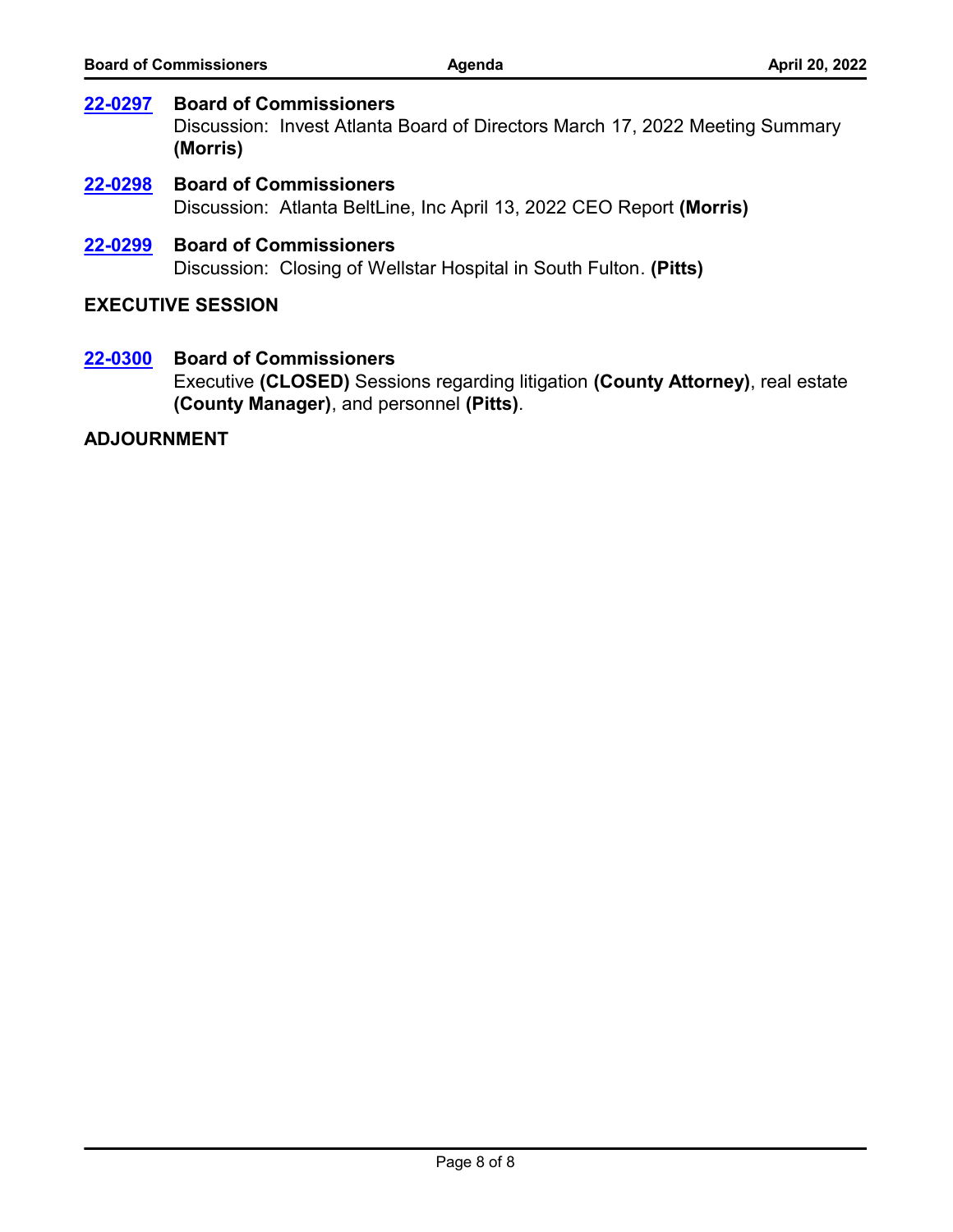**22-0297** **Board of Commissioners**
Discussion: Invest Atlanta Board of Directors March 17, 2022 Meeting Summary **(Morris)**

**22-0298** **Board of Commissioners**
Discussion: Atlanta BeltLine, Inc April 13, 2022 CEO Report **(Morris)**

**22-0299** **Board of Commissioners**
Discussion: Closing of Wellstar Hospital in South Fulton. **(Pitts)**

## EXECUTIVE SESSION

**22-0300** **Board of Commissioners**
Executive **(CLOSED)** Sessions regarding litigation **(County Attorney)**, real estate **(County Manager)**, and personnel **(Pitts)**.

## ADJOURNMENT